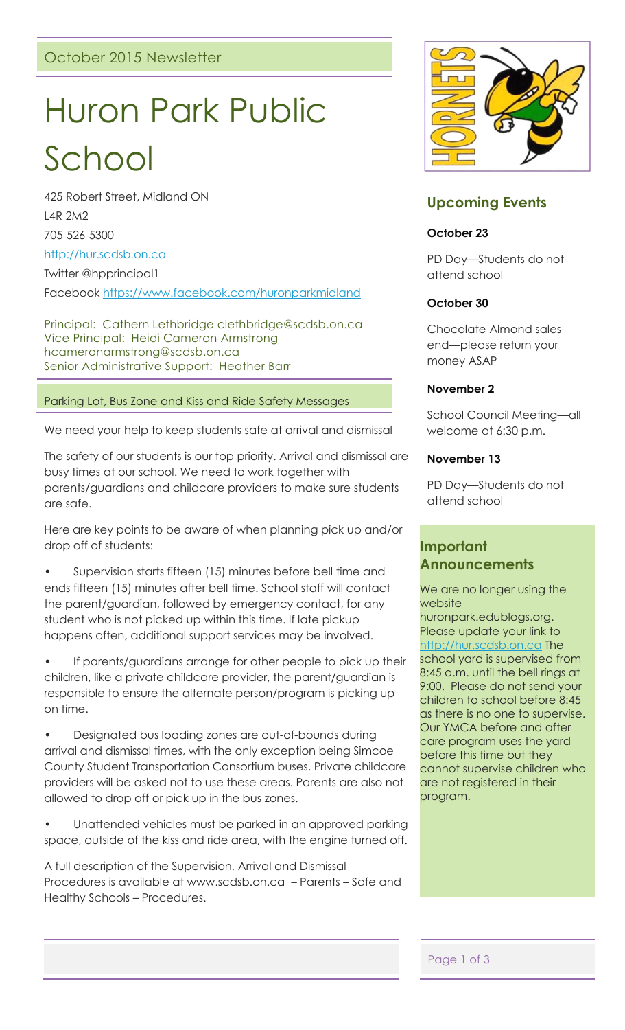October 2015 Newsletter

# Huron Park Public School

425 Robert Street, Midland ON

L4R 2M2

705-526-5300

http://hur.scdsb.on.ca

Twitter @hpprincipal1

Facebook https://www.facebook.com/huronparkmidland

Principal: Cathern Lethbridge clethbridge@scdsb.on.ca
Vice Principal: Heidi Cameron Armstrong hcameronarmstrong@scdsb.on.ca
Senior Administrative Support: Heather Barr

## Parking Lot, Bus Zone and Kiss and Ride Safety Messages

We need your help to keep students safe at arrival and dismissal

The safety of our students is our top priority. Arrival and dismissal are busy times at our school. We need to work together with parents/guardians and childcare providers to make sure students are safe.

Here are key points to be aware of when planning pick up and/or drop off of students:

- Supervision starts fifteen (15) minutes before bell time and ends fifteen (15) minutes after bell time. School staff will contact the parent/guardian, followed by emergency contact, for any student who is not picked up within this time. If late pickup happens often, additional support services may be involved.
- If parents/guardians arrange for other people to pick up their children, like a private childcare provider, the parent/guardian is responsible to ensure the alternate person/program is picking up on time.
- Designated bus loading zones are out-of-bounds during arrival and dismissal times, with the only exception being Simcoe County Student Transportation Consortium buses. Private childcare providers will be asked not to use these areas. Parents are also not allowed to drop off or pick up in the bus zones.
- Unattended vehicles must be parked in an approved parking space, outside of the kiss and ride area, with the engine turned off.

A full description of the Supervision, Arrival and Dismissal Procedures is available at www.scdsb.on.ca – Parents – Safe and Healthy Schools – Procedures.

## Upcoming Events

**October 23**

PD Day—Students do not attend school

**October 30**

Chocolate Almond sales end—please return your money ASAP

**November 2**

School Council Meeting—all welcome at 6:30 p.m.

**November 13**

PD Day—Students do not attend school

## Important Announcements

We are no longer using the website huronpark.edublogs.org. Please update your link to http://hur.scdsb.on.ca The school yard is supervised from 8:45 a.m. until the bell rings at 9:00. Please do not send your children to school before 8:45 as there is no one to supervise. Our YMCA before and after care program uses the yard before this time but they cannot supervise children who are not registered in their program.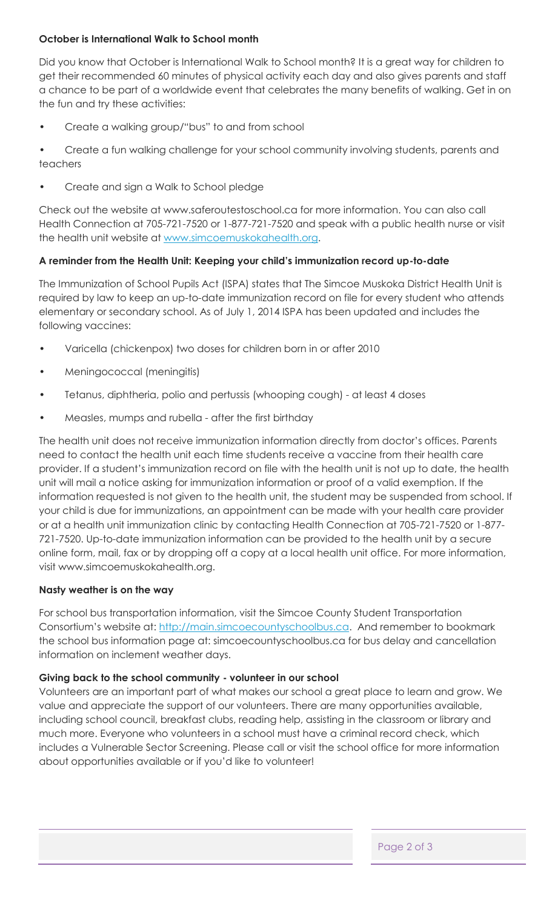**October is International Walk to School month**

Did you know that October is International Walk to School month? It is a great way for children to get their recommended 60 minutes of physical activity each day and also gives parents and staff a chance to be part of a worldwide event that celebrates the many benefits of walking. Get in on the fun and try these activities:

- Create a walking group/"bus" to and from school
- Create a fun walking challenge for your school community involving students, parents and teachers
- Create and sign a Walk to School pledge

Check out the website at www.saferoutestoschool.ca for more information. You can also call Health Connection at 705-721-7520 or 1-877-721-7520 and speak with a public health nurse or visit the health unit website at [www.simcoemuskokahealth.org](www.simcoemuskokahealth.org).

**A reminder from the Health Unit: Keeping your child's immunization record up-to-date**

The Immunization of School Pupils Act (ISPA) states that The Simcoe Muskoka District Health Unit is required by law to keep an up-to-date immunization record on file for every student who attends elementary or secondary school. As of July 1, 2014 ISPA has been updated and includes the following vaccines:

- Varicella (chickenpox) two doses for children born in or after 2010
- Meningococcal (meningitis)
- Tetanus, diphtheria, polio and pertussis (whooping cough) - at least 4 doses
- Measles, mumps and rubella - after the first birthday

The health unit does not receive immunization information directly from doctor's offices. Parents need to contact the health unit each time students receive a vaccine from their health care provider. If a student's immunization record on file with the health unit is not up to date, the health unit will mail a notice asking for immunization information or proof of a valid exemption. If the information requested is not given to the health unit, the student may be suspended from school. If your child is due for immunizations, an appointment can be made with your health care provider or at a health unit immunization clinic by contacting Health Connection at 705-721-7520 or 1-877-721-7520. Up-to-date immunization information can be provided to the health unit by a secure online form, mail, fax or by dropping off a copy at a local health unit office. For more information, visit www.simcoemuskokahealth.org.

**Nasty weather is on the way**

For school bus transportation information, visit the Simcoe County Student Transportation Consortium's website at: [http://main.simcoecountyschoolbus.ca](http://main.simcoecountyschoolbus.ca). And remember to bookmark the school bus information page at: simcoecountyschoolbus.ca for bus delay and cancellation information on inclement weather days.

**Giving back to the school community - volunteer in our school**

Volunteers are an important part of what makes our school a great place to learn and grow. We value and appreciate the support of our volunteers. There are many opportunities available, including school council, breakfast clubs, reading help, assisting in the classroom or library and much more. Everyone who volunteers in a school must have a criminal record check, which includes a Vulnerable Sector Screening. Please call or visit the school office for more information about opportunities available or if you'd like to volunteer!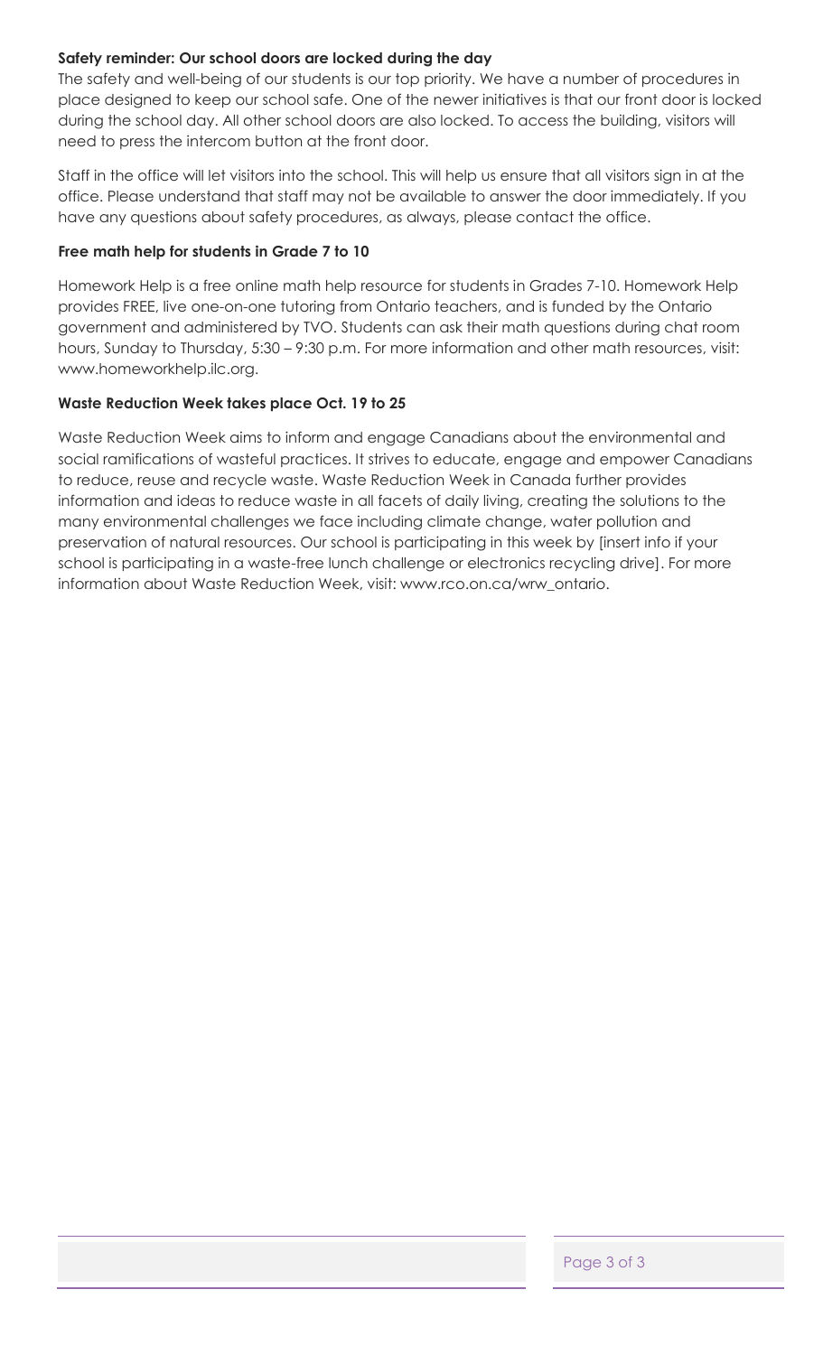**Safety reminder: Our school doors are locked during the day**

The safety and well-being of our students is our top priority. We have a number of procedures in place designed to keep our school safe. One of the newer initiatives is that our front door is locked during the school day. All other school doors are also locked. To access the building, visitors will need to press the intercom button at the front door.

Staff in the office will let visitors into the school. This will help us ensure that all visitors sign in at the office. Please understand that staff may not be available to answer the door immediately. If you have any questions about safety procedures, as always, please contact the office.

**Free math help for students in Grade 7 to 10**

Homework Help is a free online math help resource for students in Grades 7-10. Homework Help provides FREE, live one-on-one tutoring from Ontario teachers, and is funded by the Ontario government and administered by TVO. Students can ask their math questions during chat room hours, Sunday to Thursday, 5:30 – 9:30 p.m. For more information and other math resources, visit: www.homeworkhelp.ilc.org.

**Waste Reduction Week takes place Oct. 19 to 25**

Waste Reduction Week aims to inform and engage Canadians about the environmental and social ramifications of wasteful practices. It strives to educate, engage and empower Canadians to reduce, reuse and recycle waste. Waste Reduction Week in Canada further provides information and ideas to reduce waste in all facets of daily living, creating the solutions to the many environmental challenges we face including climate change, water pollution and preservation of natural resources. Our school is participating in this week by [insert info if your school is participating in a waste-free lunch challenge or electronics recycling drive]. For more information about Waste Reduction Week, visit: www.rco.on.ca/wrw_ontario.